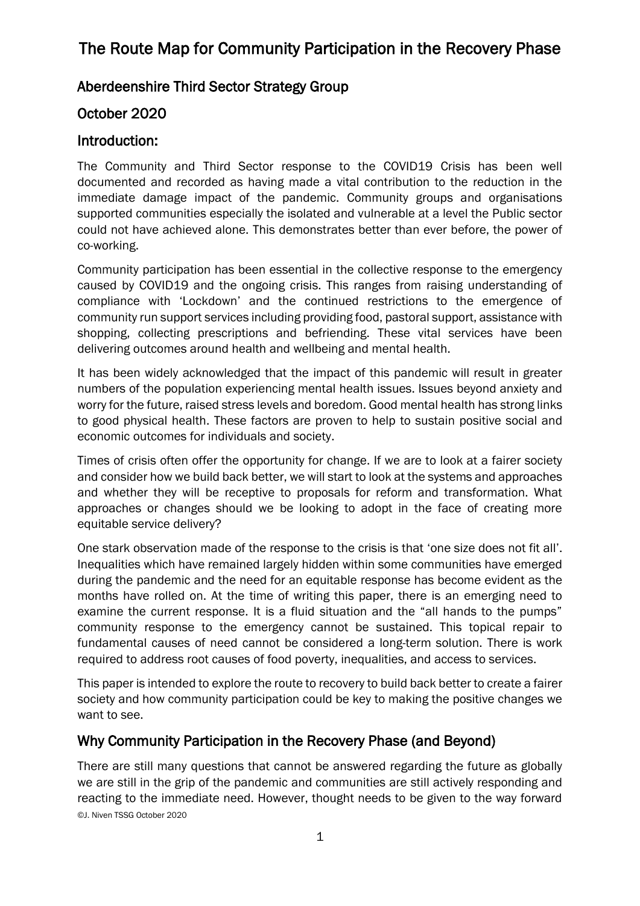# The Route Map for Community Participation in the Recovery Phase

## Aberdeenshire Third Sector Strategy Group

## October 2020

## Introduction:

The Community and Third Sector response to the COVID19 Crisis has been well documented and recorded as having made a vital contribution to the reduction in the immediate damage impact of the pandemic. Community groups and organisations supported communities especially the isolated and vulnerable at a level the Public sector could not have achieved alone. This demonstrates better than ever before, the power of co-working.

Community participation has been essential in the collective response to the emergency caused by COVID19 and the ongoing crisis. This ranges from raising understanding of compliance with 'Lockdown' and the continued restrictions to the emergence of community run support services including providing food, pastoral support, assistance with shopping, collecting prescriptions and befriending. These vital services have been delivering outcomes around health and wellbeing and mental health.

It has been widely acknowledged that the impact of this pandemic will result in greater numbers of the population experiencing mental health issues. Issues beyond anxiety and worry for the future, raised stress levels and boredom. Good mental health has strong links to good physical health. These factors are proven to help to sustain positive social and economic outcomes for individuals and society.

Times of crisis often offer the opportunity for change. If we are to look at a fairer society and consider how we build back better, we will start to look at the systems and approaches and whether they will be receptive to proposals for reform and transformation. What approaches or changes should we be looking to adopt in the face of creating more equitable service delivery?

One stark observation made of the response to the crisis is that 'one size does not fit all'. Inequalities which have remained largely hidden within some communities have emerged during the pandemic and the need for an equitable response has become evident as the months have rolled on. At the time of writing this paper, there is an emerging need to examine the current response. It is a fluid situation and the "all hands to the pumps" community response to the emergency cannot be sustained. This topical repair to fundamental causes of need cannot be considered a long-term solution. There is work required to address root causes of food poverty, inequalities, and access to services.

This paper is intended to explore the route to recovery to build back better to create a fairer society and how community participation could be key to making the positive changes we want to see.

## Why Community Participation in the Recovery Phase (and Beyond)

There are still many questions that cannot be answered regarding the future as globally we are still in the grip of the pandemic and communities are still actively responding and reacting to the immediate need. However, thought needs to be given to the way forward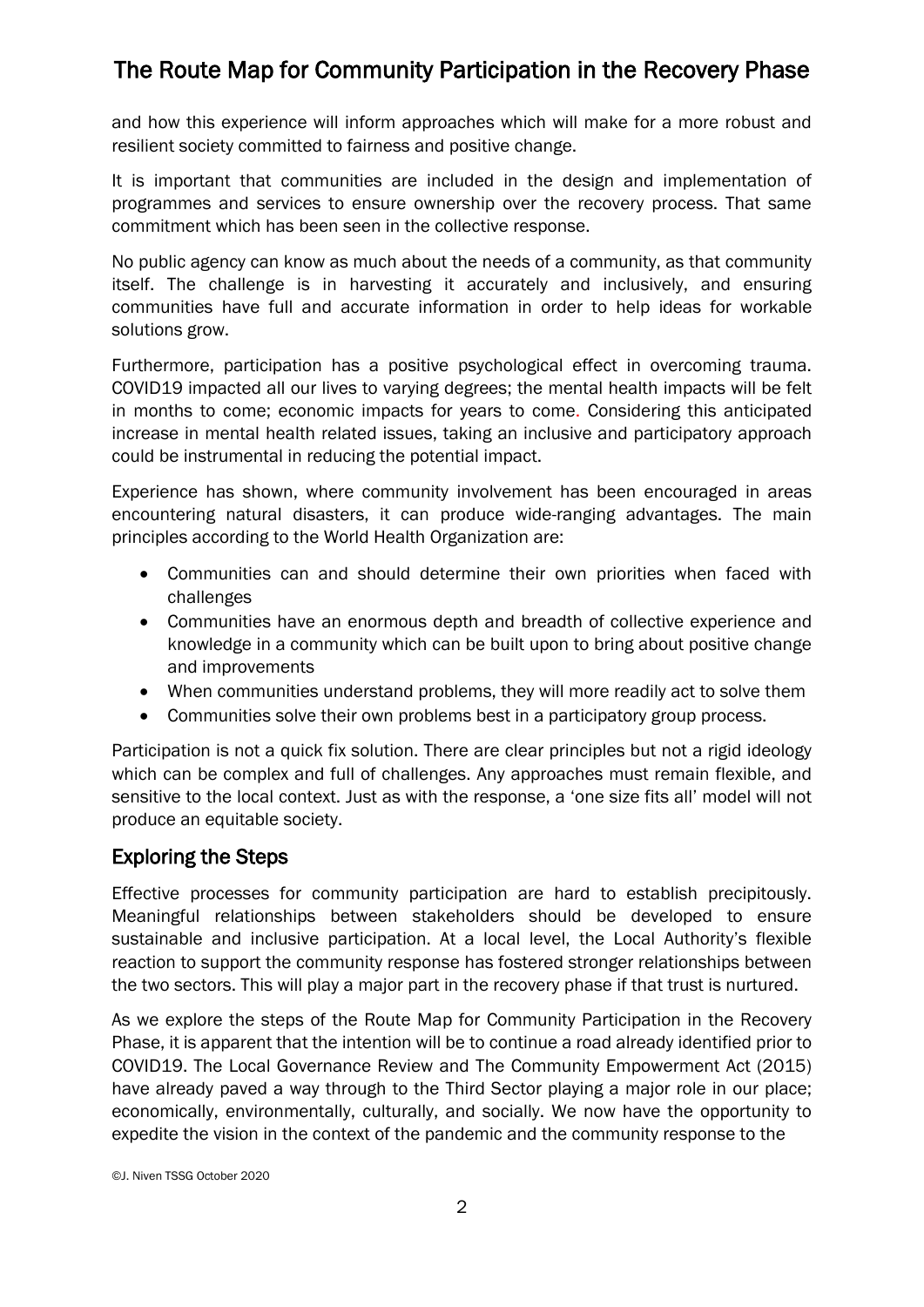and how this experience will inform approaches which will make for a more robust and resilient society committed to fairness and positive change.

It is important that communities are included in the design and implementation of programmes and services to ensure ownership over the recovery process. That same commitment which has been seen in the collective response.

No public agency can know as much about the needs of a community, as that community itself. The challenge is in harvesting it accurately and inclusively, and ensuring communities have full and accurate information in order to help ideas for workable solutions grow.

Furthermore, participation has a positive psychological effect in overcoming trauma. COVID19 impacted all our lives to varying degrees; the mental health impacts will be felt in months to come; economic impacts for years to come. Considering this anticipated increase in mental health related issues, taking an inclusive and participatory approach could be instrumental in reducing the potential impact.

Experience has shown, where community involvement has been encouraged in areas encountering natural disasters, it can produce wide-ranging advantages. The main principles according to the World Health Organization are:

- Communities can and should determine their own priorities when faced with challenges
- Communities have an enormous depth and breadth of collective experience and knowledge in a community which can be built upon to bring about positive change and improvements
- When communities understand problems, they will more readily act to solve them
- Communities solve their own problems best in a participatory group process.

Participation is not a quick fix solution. There are clear principles but not a rigid ideology which can be complex and full of challenges. Any approaches must remain flexible, and sensitive to the local context. Just as with the response, a 'one size fits all' model will not produce an equitable society.

## Exploring the Steps

Effective processes for community participation are hard to establish precipitously. Meaningful relationships between stakeholders should be developed to ensure sustainable and inclusive participation. At a local level, the Local Authority's flexible reaction to support the community response has fostered stronger relationships between the two sectors. This will play a major part in the recovery phase if that trust is nurtured.

As we explore the steps of the Route Map for Community Participation in the Recovery Phase, it is apparent that the intention will be to continue a road already identified prior to COVID19. The Local Governance Review and The Community Empowerment Act (2015) have already paved a way through to the Third Sector playing a major role in our place; economically, environmentally, culturally, and socially. We now have the opportunity to expedite the vision in the context of the pandemic and the community response to the

©J. Niven TSSG October 2020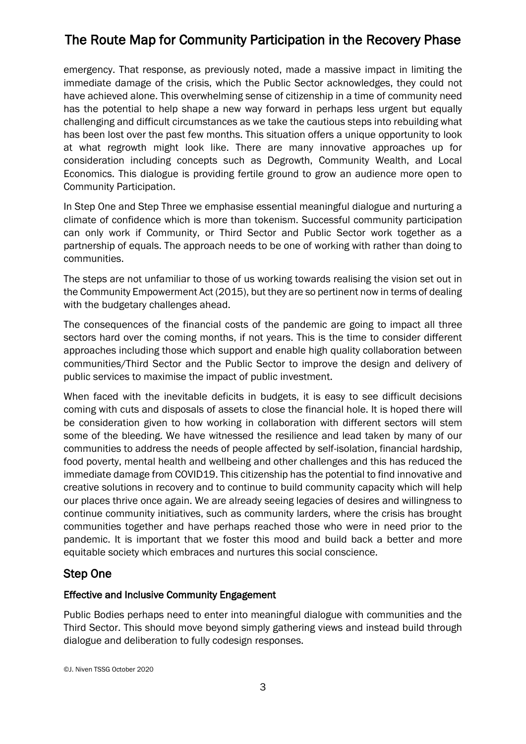emergency. That response, as previously noted, made a massive impact in limiting the immediate damage of the crisis, which the Public Sector acknowledges, they could not have achieved alone. This overwhelming sense of citizenship in a time of community need has the potential to help shape a new way forward in perhaps less urgent but equally challenging and difficult circumstances as we take the cautious steps into rebuilding what has been lost over the past few months. This situation offers a unique opportunity to look at what regrowth might look like. There are many innovative approaches up for consideration including concepts such as Degrowth, Community Wealth, and Local Economics. This dialogue is providing fertile ground to grow an audience more open to Community Participation.

In Step One and Step Three we emphasise essential meaningful dialogue and nurturing a climate of confidence which is more than tokenism. Successful community participation can only work if Community, or Third Sector and Public Sector work together as a partnership of equals. The approach needs to be one of working with rather than doing to communities.

The steps are not unfamiliar to those of us working towards realising the vision set out in the Community Empowerment Act (2015), but they are so pertinent now in terms of dealing with the budgetary challenges ahead.

The consequences of the financial costs of the pandemic are going to impact all three sectors hard over the coming months, if not years. This is the time to consider different approaches including those which support and enable high quality collaboration between communities/Third Sector and the Public Sector to improve the design and delivery of public services to maximise the impact of public investment.

When faced with the inevitable deficits in budgets, it is easy to see difficult decisions coming with cuts and disposals of assets to close the financial hole. It is hoped there will be consideration given to how working in collaboration with different sectors will stem some of the bleeding. We have witnessed the resilience and lead taken by many of our communities to address the needs of people affected by self-isolation, financial hardship, food poverty, mental health and wellbeing and other challenges and this has reduced the immediate damage from COVID19. This citizenship has the potential to find innovative and creative solutions in recovery and to continue to build community capacity which will help our places thrive once again. We are already seeing legacies of desires and willingness to continue community initiatives, such as community larders, where the crisis has brought communities together and have perhaps reached those who were in need prior to the pandemic. It is important that we foster this mood and build back a better and more equitable society which embraces and nurtures this social conscience.

## Step One

### Effective and Inclusive Community Engagement

Public Bodies perhaps need to enter into meaningful dialogue with communities and the Third Sector. This should move beyond simply gathering views and instead build through dialogue and deliberation to fully codesign responses.

©J. Niven TSSG October 2020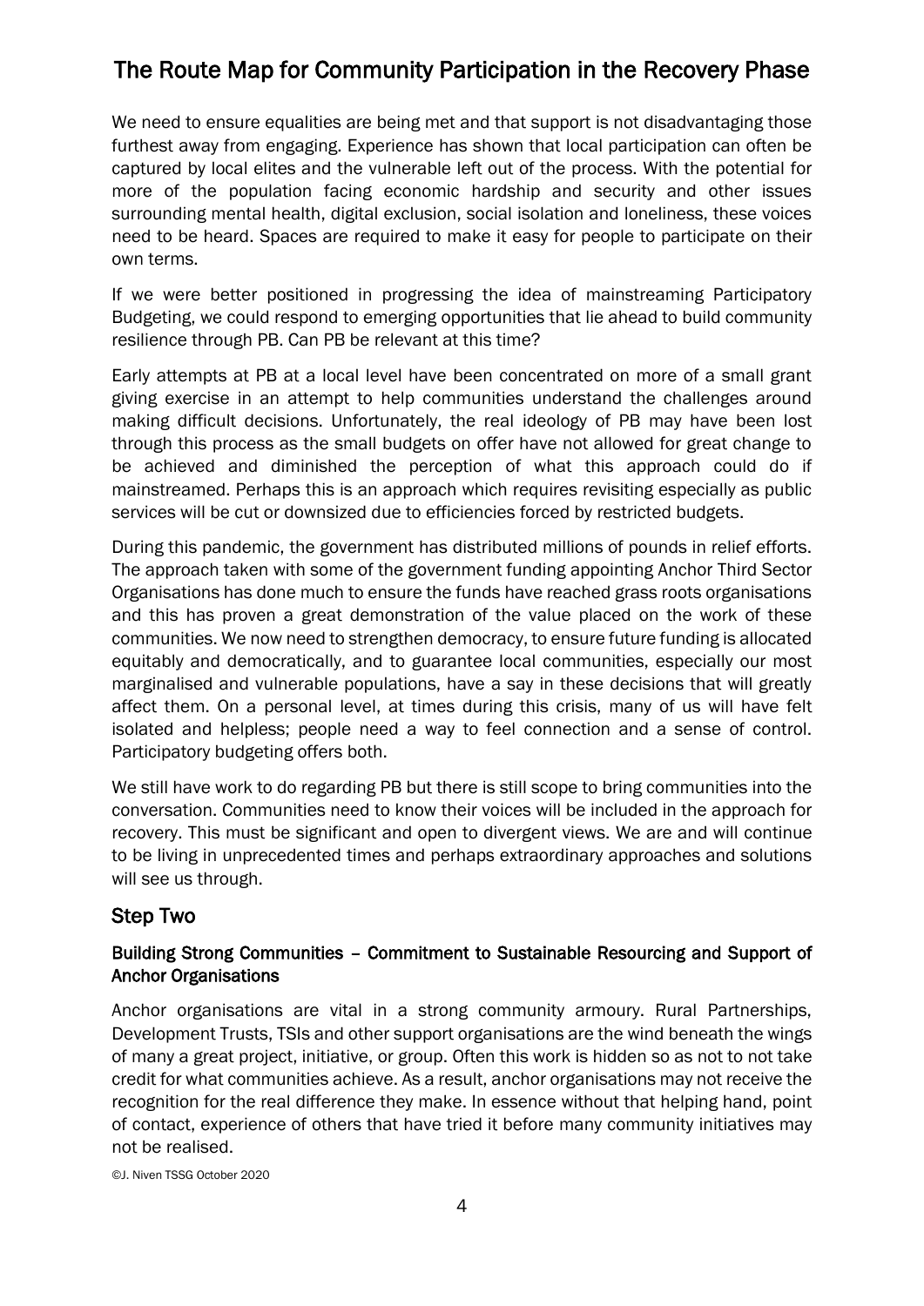We need to ensure equalities are being met and that support is not disadvantaging those furthest away from engaging. Experience has shown that local participation can often be captured by local elites and the vulnerable left out of the process. With the potential for more of the population facing economic hardship and security and other issues surrounding mental health, digital exclusion, social isolation and loneliness, these voices need to be heard. Spaces are required to make it easy for people to participate on their own terms.

If we were better positioned in progressing the idea of mainstreaming Participatory Budgeting, we could respond to emerging opportunities that lie ahead to build community resilience through PB. Can PB be relevant at this time?

Early attempts at PB at a local level have been concentrated on more of a small grant giving exercise in an attempt to help communities understand the challenges around making difficult decisions. Unfortunately, the real ideology of PB may have been lost through this process as the small budgets on offer have not allowed for great change to be achieved and diminished the perception of what this approach could do if mainstreamed. Perhaps this is an approach which requires revisiting especially as public services will be cut or downsized due to efficiencies forced by restricted budgets.

During this pandemic, the government has distributed millions of pounds in relief efforts. The approach taken with some of the government funding appointing Anchor Third Sector Organisations has done much to ensure the funds have reached grass roots organisations and this has proven a great demonstration of the value placed on the work of these communities. We now need to strengthen democracy, to ensure future funding is allocated equitably and democratically, and to guarantee local communities, especially our most marginalised and vulnerable populations, have a say in these decisions that will greatly affect them. On a personal level, at times during this crisis, many of us will have felt isolated and helpless; people need a way to feel connection and a sense of control. Participatory budgeting offers both.

We still have work to do regarding PB but there is still scope to bring communities into the conversation. Communities need to know their voices will be included in the approach for recovery. This must be significant and open to divergent views. We are and will continue to be living in unprecedented times and perhaps extraordinary approaches and solutions will see us through.

## Step Two

### Building Strong Communities – Commitment to Sustainable Resourcing and Support of Anchor Organisations

Anchor organisations are vital in a strong community armoury. Rural Partnerships, Development Trusts, TSIs and other support organisations are the wind beneath the wings of many a great project, initiative, or group. Often this work is hidden so as not to not take credit for what communities achieve. As a result, anchor organisations may not receive the recognition for the real difference they make. In essence without that helping hand, point of contact, experience of others that have tried it before many community initiatives may not be realised.

©J. Niven TSSG October 2020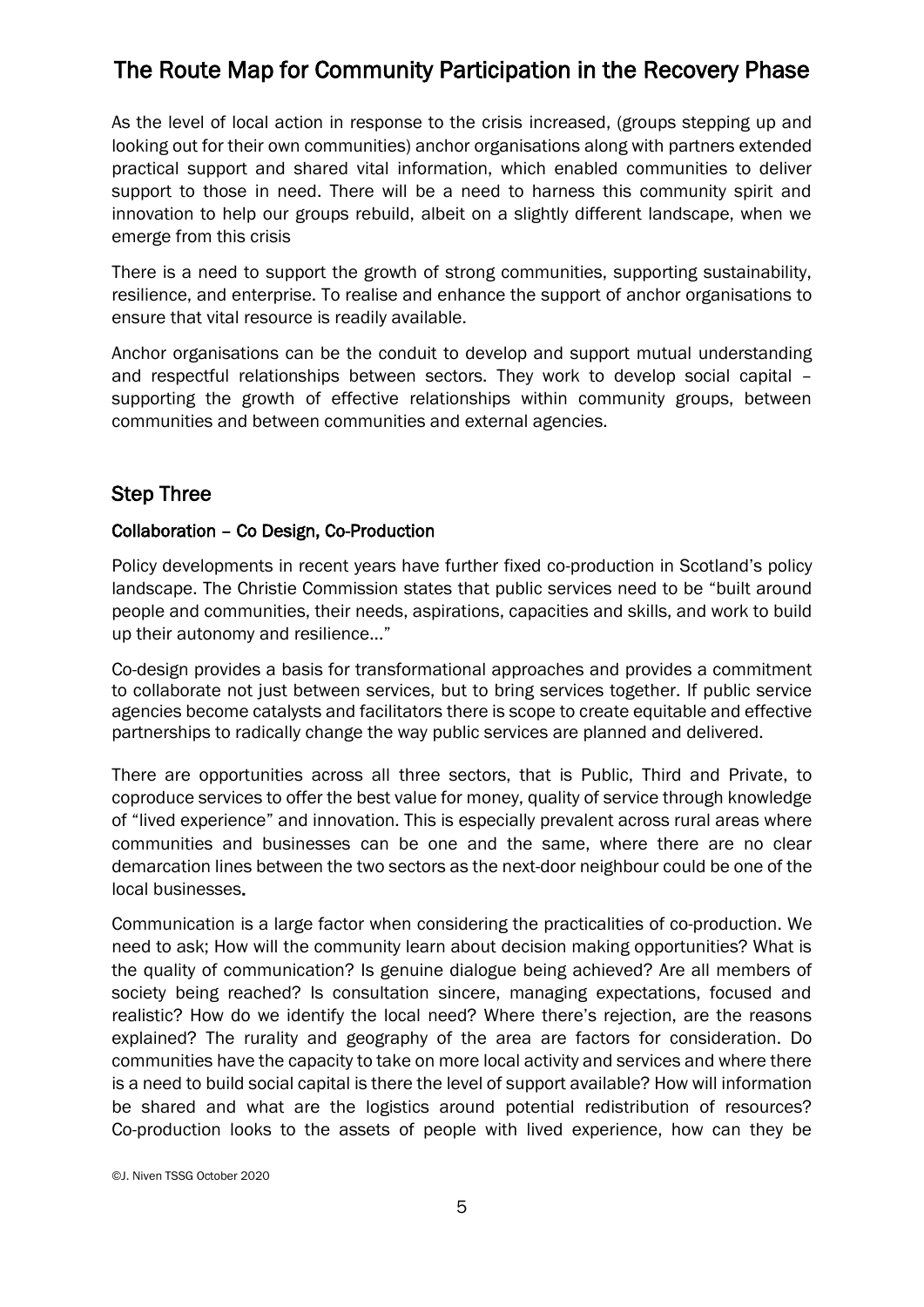As the level of local action in response to the crisis increased, (groups stepping up and looking out for their own communities) anchor organisations along with partners extended practical support and shared vital information, which enabled communities to deliver support to those in need. There will be a need to harness this community spirit and innovation to help our groups rebuild, albeit on a slightly different landscape, when we emerge from this crisis

There is a need to support the growth of strong communities, supporting sustainability, resilience, and enterprise. To realise and enhance the support of anchor organisations to ensure that vital resource is readily available.

Anchor organisations can be the conduit to develop and support mutual understanding and respectful relationships between sectors. They work to develop social capital – supporting the growth of effective relationships within community groups, between communities and between communities and external agencies.

## Step Three

### Collaboration – Co Design, Co-Production

Policy developments in recent years have further fixed co-production in Scotland's policy landscape. The Christie Commission states that public services need to be "built around people and communities, their needs, aspirations, capacities and skills, and work to build up their autonomy and resilience..."

Co-design provides a basis for transformational approaches and provides a commitment to collaborate not just between services, but to bring services together. If public service agencies become catalysts and facilitators there is scope to create equitable and effective partnerships to radically change the way public services are planned and delivered.

There are opportunities across all three sectors, that is Public, Third and Private, to coproduce services to offer the best value for money, quality of service through knowledge of "lived experience" and innovation. This is especially prevalent across rural areas where communities and businesses can be one and the same, where there are no clear demarcation lines between the two sectors as the next-door neighbour could be one of the local businesses.

Communication is a large factor when considering the practicalities of co-production. We need to ask; How will the community learn about decision making opportunities? What is the quality of communication? Is genuine dialogue being achieved? Are all members of society being reached? Is consultation sincere, managing expectations, focused and realistic? How do we identify the local need? Where there's rejection, are the reasons explained? The rurality and geography of the area are factors for consideration. Do communities have the capacity to take on more local activity and services and where there is a need to build social capital is there the level of support available? How will information be shared and what are the logistics around potential redistribution of resources? Co-production looks to the assets of people with lived experience, how can they be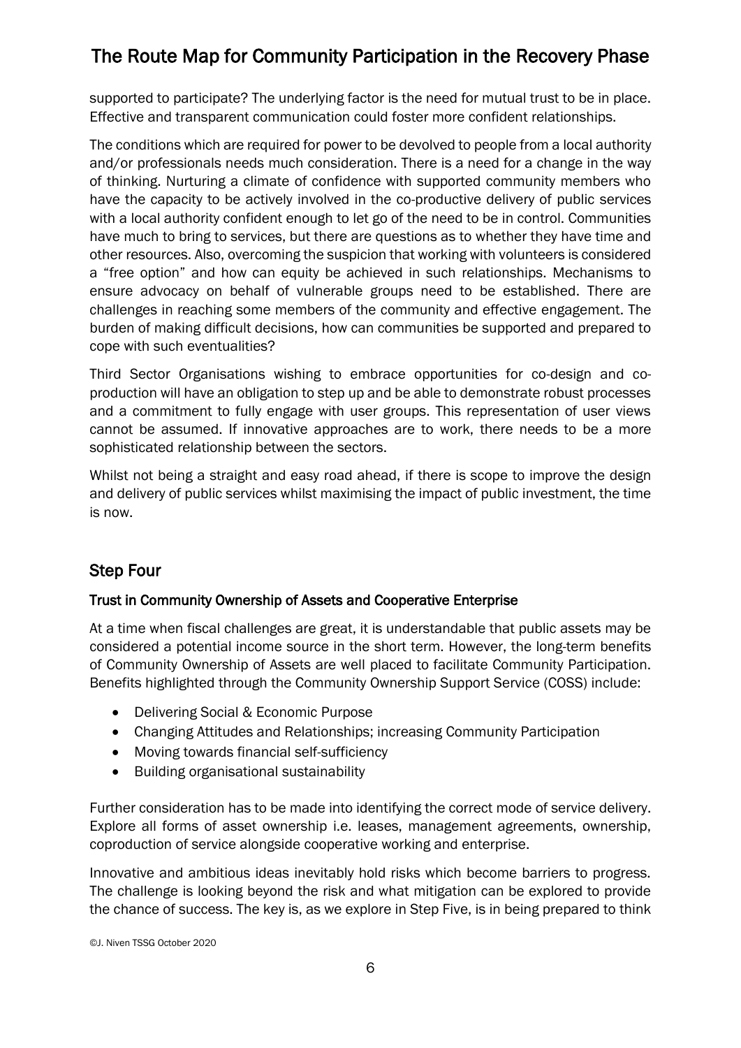supported to participate? The underlying factor is the need for mutual trust to be in place. Effective and transparent communication could foster more confident relationships.

The conditions which are required for power to be devolved to people from a local authority and/or professionals needs much consideration. There is a need for a change in the way of thinking. Nurturing a climate of confidence with supported community members who have the capacity to be actively involved in the co-productive delivery of public services with a local authority confident enough to let go of the need to be in control. Communities have much to bring to services, but there are questions as to whether they have time and other resources. Also, overcoming the suspicion that working with volunteers is considered a "free option" and how can equity be achieved in such relationships. Mechanisms to ensure advocacy on behalf of vulnerable groups need to be established. There are challenges in reaching some members of the community and effective engagement. The burden of making difficult decisions, how can communities be supported and prepared to cope with such eventualities?

Third Sector Organisations wishing to embrace opportunities for co-design and co-production will have an obligation to step up and be able to demonstrate robust processes and a commitment to fully engage with user groups. This representation of user views cannot be assumed. If innovative approaches are to work, there needs to be a more sophisticated relationship between the sectors.

Whilst not being a straight and easy road ahead, if there is scope to improve the design and delivery of public services whilst maximising the impact of public investment, the time is now.

## Step Four

### Trust in Community Ownership of Assets and Cooperative Enterprise

At a time when fiscal challenges are great, it is understandable that public assets may be considered a potential income source in the short term. However, the long-term benefits of Community Ownership of Assets are well placed to facilitate Community Participation. Benefits highlighted through the Community Ownership Support Service (COSS) include:

- Delivering Social & Economic Purpose
- Changing Attitudes and Relationships; increasing Community Participation
- Moving towards financial self-sufficiency
- Building organisational sustainability

Further consideration has to be made into identifying the correct mode of service delivery. Explore all forms of asset ownership i.e. leases, management agreements, ownership, coproduction of service alongside cooperative working and enterprise.

Innovative and ambitious ideas inevitably hold risks which become barriers to progress. The challenge is looking beyond the risk and what mitigation can be explored to provide the chance of success. The key is, as we explore in Step Five, is in being prepared to think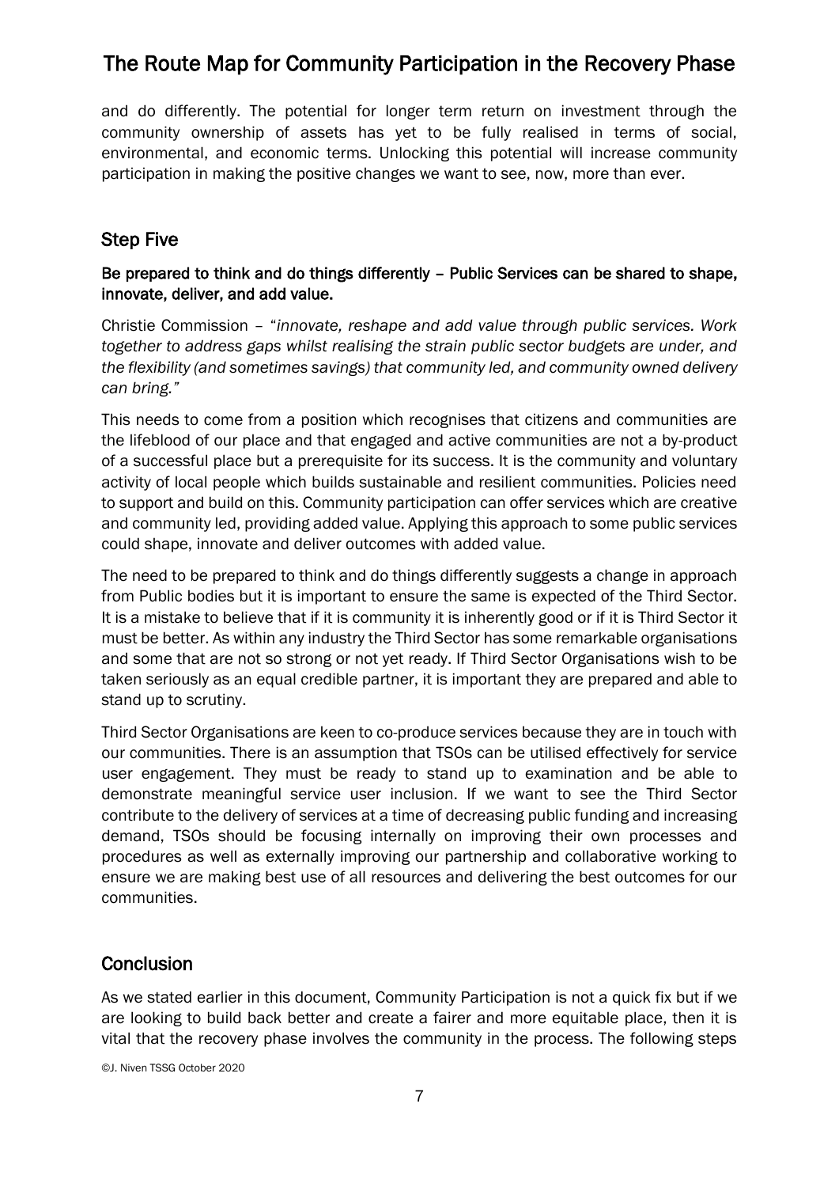and do differently. The potential for longer term return on investment through the community ownership of assets has yet to be fully realised in terms of social, environmental, and economic terms. Unlocking this potential will increase community participation in making the positive changes we want to see, now, more than ever.

## Step Five

**Be prepared to think and do things differently – Public Services can be shared to shape, innovate, deliver, and add value.**

Christie Commission – "*innovate, reshape and add value through public services. Work together to address gaps whilst realising the strain public sector budgets are under, and the flexibility (and sometimes savings) that community led, and community owned delivery can bring.*"

This needs to come from a position which recognises that citizens and communities are the lifeblood of our place and that engaged and active communities are not a by-product of a successful place but a prerequisite for its success. It is the community and voluntary activity of local people which builds sustainable and resilient communities. Policies need to support and build on this. Community participation can offer services which are creative and community led, providing added value. Applying this approach to some public services could shape, innovate and deliver outcomes with added value.

The need to be prepared to think and do things differently suggests a change in approach from Public bodies but it is important to ensure the same is expected of the Third Sector. It is a mistake to believe that if it is community it is inherently good or if it is Third Sector it must be better. As within any industry the Third Sector has some remarkable organisations and some that are not so strong or not yet ready. If Third Sector Organisations wish to be taken seriously as an equal credible partner, it is important they are prepared and able to stand up to scrutiny.

Third Sector Organisations are keen to co-produce services because they are in touch with our communities. There is an assumption that TSOs can be utilised effectively for service user engagement. They must be ready to stand up to examination and be able to demonstrate meaningful service user inclusion. If we want to see the Third Sector contribute to the delivery of services at a time of decreasing public funding and increasing demand, TSOs should be focusing internally on improving their own processes and procedures as well as externally improving our partnership and collaborative working to ensure we are making best use of all resources and delivering the best outcomes for our communities.

## Conclusion

As we stated earlier in this document, Community Participation is not a quick fix but if we are looking to build back better and create a fairer and more equitable place, then it is vital that the recovery phase involves the community in the process. The following steps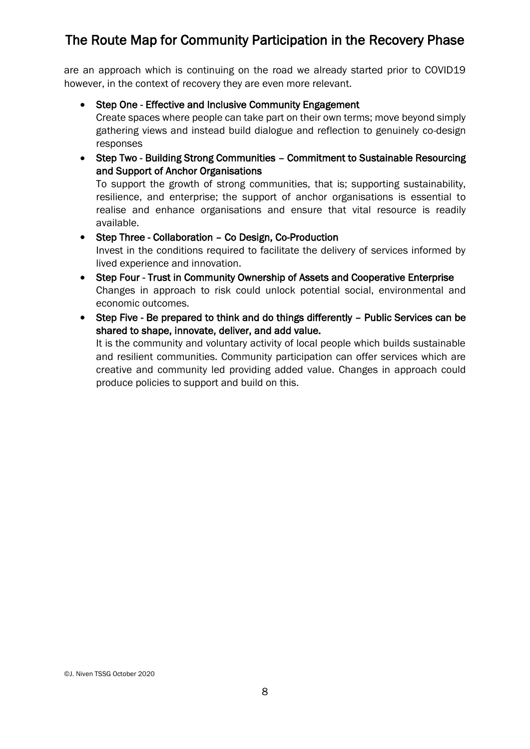are an approach which is continuing on the road we already started prior to COVID19 however, in the context of recovery they are even more relevant.

- **Step One - Effective and Inclusive Community Engagement**
  Create spaces where people can take part on their own terms; move beyond simply gathering views and instead build dialogue and reflection to genuinely co-design responses
- **Step Two - Building Strong Communities – Commitment to Sustainable Resourcing and Support of Anchor Organisations**
  To support the growth of strong communities, that is; supporting sustainability, resilience, and enterprise; the support of anchor organisations is essential to realise and enhance organisations and ensure that vital resource is readily available.
- **Step Three - Collaboration – Co Design, Co-Production**
  Invest in the conditions required to facilitate the delivery of services informed by lived experience and innovation.
- **Step Four - Trust in Community Ownership of Assets and Cooperative Enterprise**
  Changes in approach to risk could unlock potential social, environmental and economic outcomes.
- **Step Five - Be prepared to think and do things differently – Public Services can be shared to shape, innovate, deliver, and add value.**
  It is the community and voluntary activity of local people which builds sustainable and resilient communities. Community participation can offer services which are creative and community led providing added value. Changes in approach could produce policies to support and build on this.